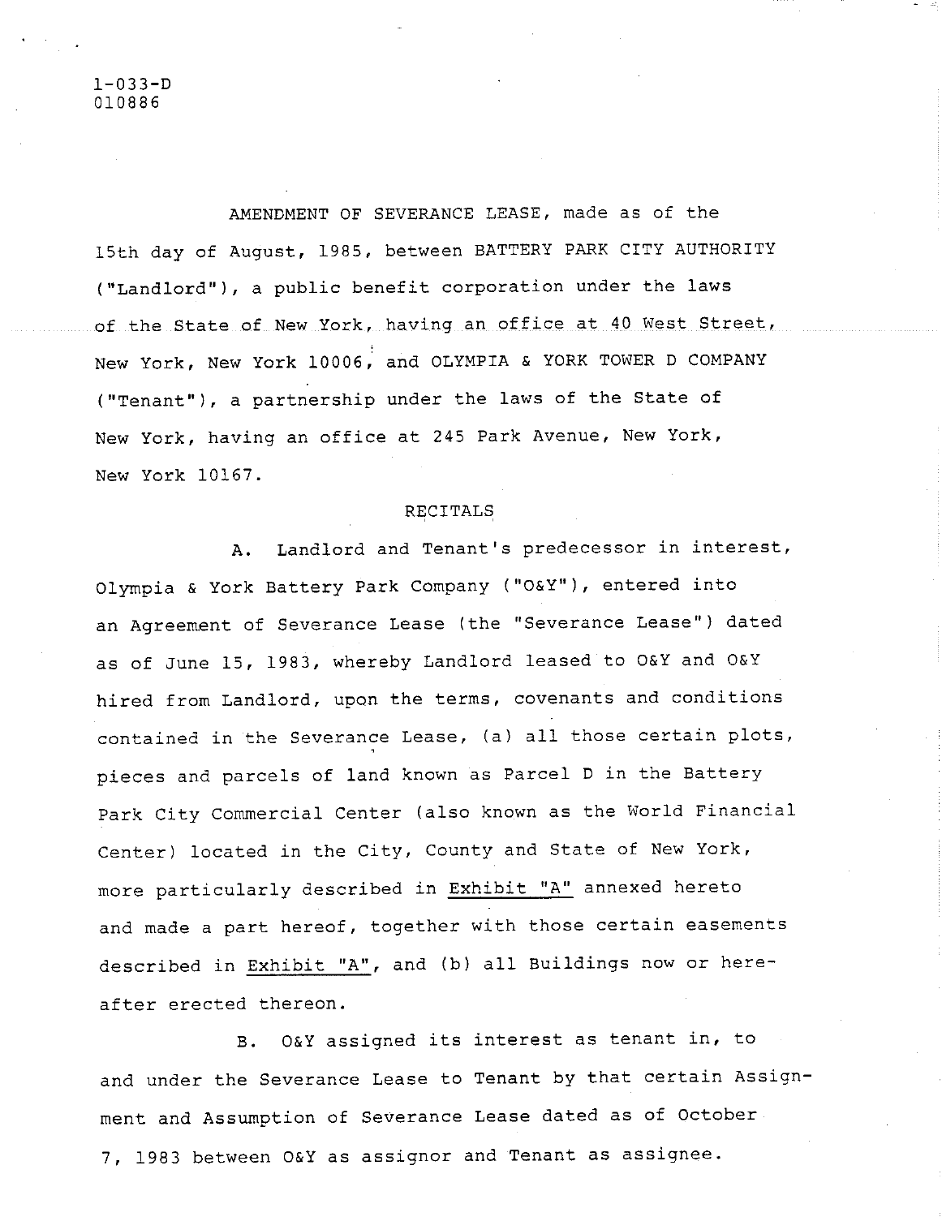1-033-D
010886

AMENDMENT OF SEVERANCE LEASE, made as of the 15th day of August, 1985, between BATTERY PARK CITY AUTHORITY ("Landlord"), a public benefit corporation under the laws of the State of New York, having an office at 40 West Street, New York, New York 10006, and OLYMPIA & YORK TOWER D COMPANY ("Tenant"), a partnership under the laws of the State of New York, having an office at 245 Park Avenue, New York, New York 10167.

RECITALS

A. Landlord and Tenant's predecessor in interest, Olympia & York Battery Park Company ("O&Y"), entered into an Agreement of Severance Lease (the "Severance Lease") dated as of June 15, 1983, whereby Landlord leased to O&Y and O&Y hired from Landlord, upon the terms, covenants and conditions contained in the Severance Lease, (a) all those certain plots, pieces and parcels of land known as Parcel D in the Battery Park City Commercial Center (also known as the World Financial Center) located in the City, County and State of New York, more particularly described in <u>Exhibit "A"</u> annexed hereto and made a part hereof, together with those certain easements described in <u>Exhibit "A"</u>, and (b) all Buildings now or hereafter erected thereon.

B. O&Y assigned its interest as tenant in, to and under the Severance Lease to Tenant by that certain Assignment and Assumption of Severance Lease dated as of October 7, 1983 between O&Y as assignor and Tenant as assignee.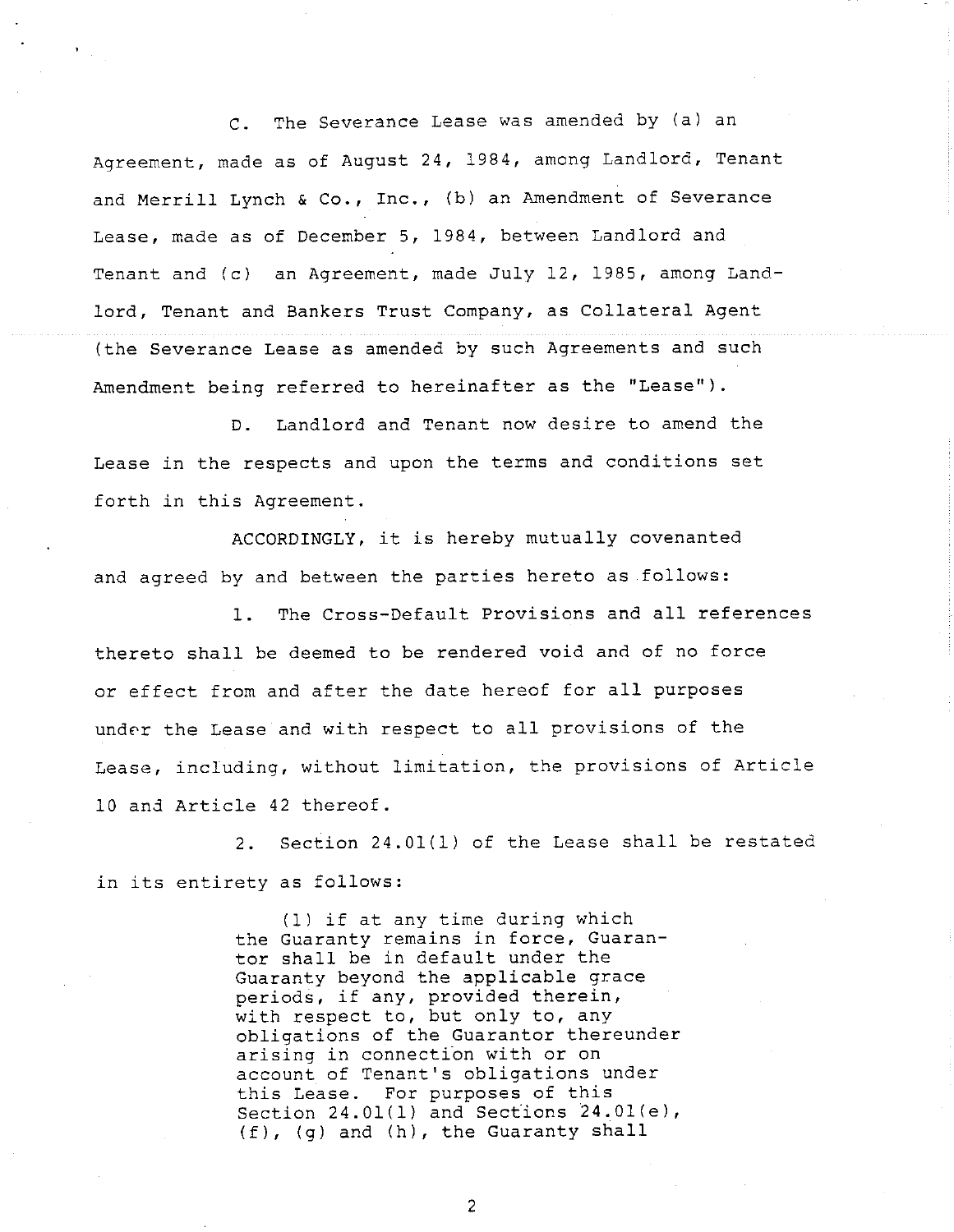C. The Severance Lease was amended by (a) an Agreement, made as of August 24, 1984, among Landlord, Tenant and Merrill Lynch & Co., Inc., (b) an Amendment of Severance Lease, made as of December 5, 1984, between Landlord and Tenant and (c) an Agreement, made July 12, 1985, among Landlord, Tenant and Bankers Trust Company, as Collateral Agent (the Severance Lease as amended by such Agreements and such Amendment being referred to hereinafter as the "Lease").

D. Landlord and Tenant now desire to amend the Lease in the respects and upon the terms and conditions set forth in this Agreement.

ACCORDINGLY, it is hereby mutually covenanted and agreed by and between the parties hereto as follows:

1. The Cross-Default Provisions and all references thereto shall be deemed to be rendered void and of no force or effect from and after the date hereof for all purposes under the Lease and with respect to all provisions of the Lease, including, without limitation, the provisions of Article 10 and Article 42 thereof.

2. Section 24.01(l) of the Lease shall be restated in its entirety as follows:

> (l) if at any time during which the Guaranty remains in force, Guarantor shall be in default under the Guaranty beyond the applicable grace periods, if any, provided therein, with respect to, but only to, any obligations of the Guarantor thereunder arising in connection with or on account of Tenant's obligations under this Lease. For purposes of this Section 24.01(l) and Sections 24.01(e), (f), (g) and (h), the Guaranty shall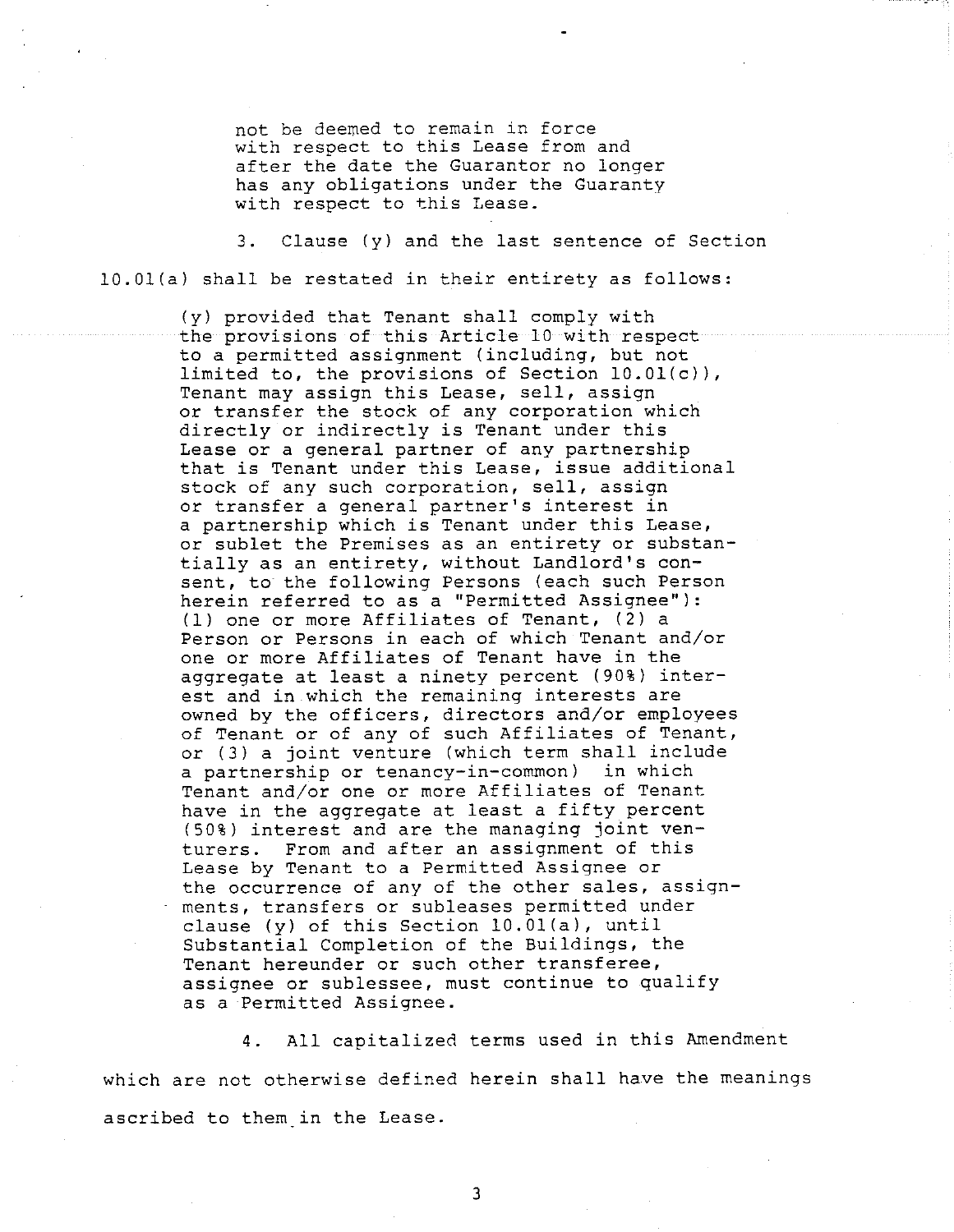not be deemed to remain in force with respect to this Lease from and after the date the Guarantor no longer has any obligations under the Guaranty with respect to this Lease.

3. Clause (y) and the last sentence of Section 10.01(a) shall be restated in their entirety as follows:

> (y) provided that Tenant shall comply with the provisions of this Article 10 with respect to a permitted assignment (including, but not limited to, the provisions of Section 10.01(c)), Tenant may assign this Lease, sell, assign or transfer the stock of any corporation which directly or indirectly is Tenant under this Lease or a general partner of any partnership that is Tenant under this Lease, issue additional stock of any such corporation, sell, assign or transfer a general partner's interest in a partnership which is Tenant under this Lease, or sublet the Premises as an entirety or substantially as an entirety, without Landlord's consent, to the following Persons (each such Person herein referred to as a "Permitted Assignee"): (1) one or more Affiliates of Tenant, (2) a Person or Persons in each of which Tenant and/or one or more Affiliates of Tenant have in the aggregate at least a ninety percent (90%) interest and in which the remaining interests are owned by the officers, directors and/or employees of Tenant or of any of such Affiliates of Tenant, or (3) a joint venture (which term shall include a partnership or tenancy-in-common) in which Tenant and/or one or more Affiliates of Tenant have in the aggregate at least a fifty percent (50%) interest and are the managing joint venturers. From and after an assignment of this Lease by Tenant to a Permitted Assignee or the occurrence of any of the other sales, assignments, transfers or subleases permitted under clause (y) of this Section 10.01(a), until Substantial Completion of the Buildings, the Tenant hereunder or such other transferee, assignee or sublessee, must continue to qualify as a Permitted Assignee.

4. All capitalized terms used in this Amendment which are not otherwise defined herein shall have the meanings ascribed to them in the Lease.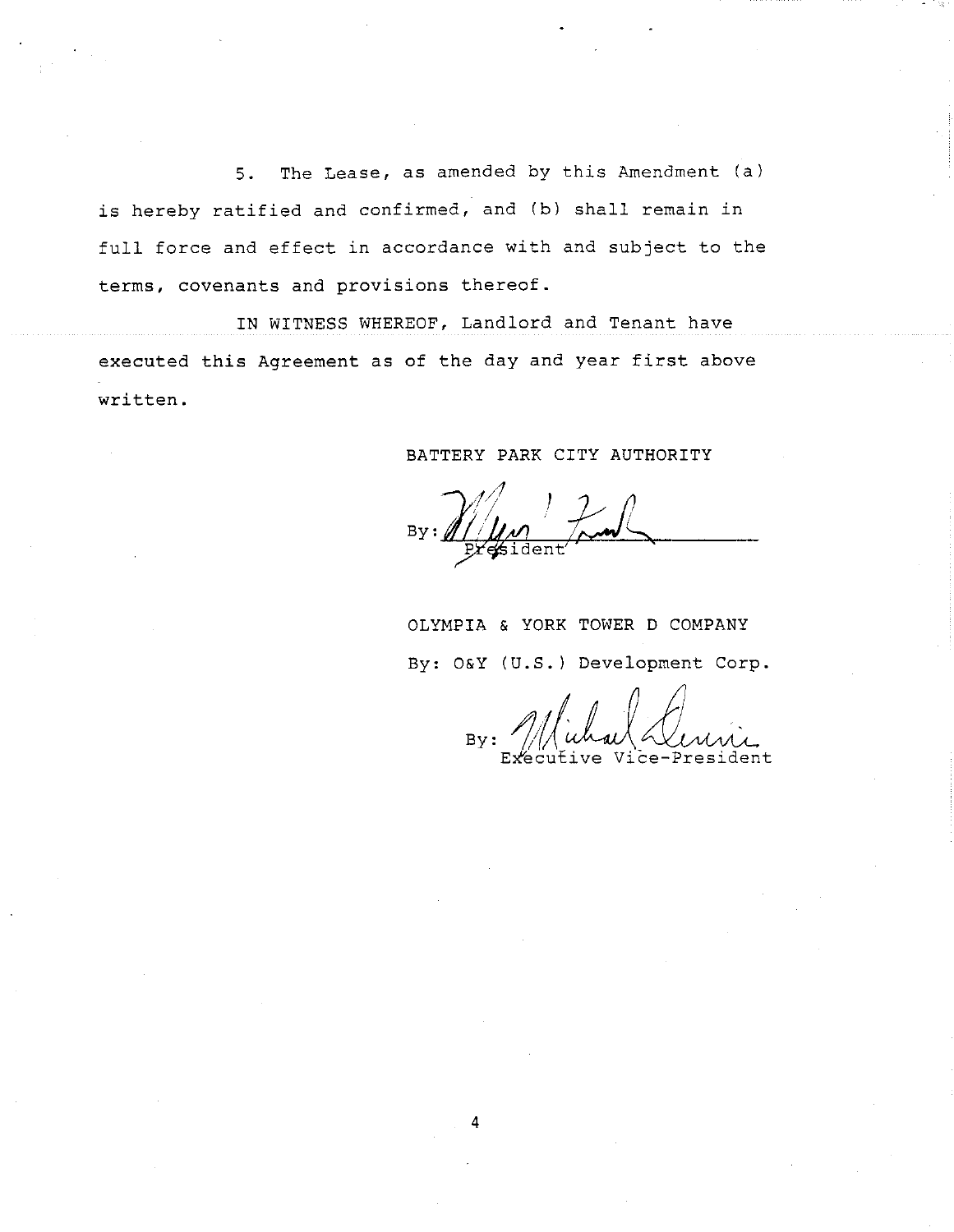5. The Lease, as amended by this Amendment (a) is hereby ratified and confirmed, and (b) shall remain in full force and effect in accordance with and subject to the terms, covenants and provisions thereof.

IN WITNESS WHEREOF, Landlord and Tenant have executed this Agreement as of the day and year first above written.

BATTERY PARK CITY AUTHORITY

By: ______________________
President

OLYMPIA & YORK TOWER D COMPANY

By: O&Y (U.S.) Development Corp.

By: ______________________
Executive Vice-President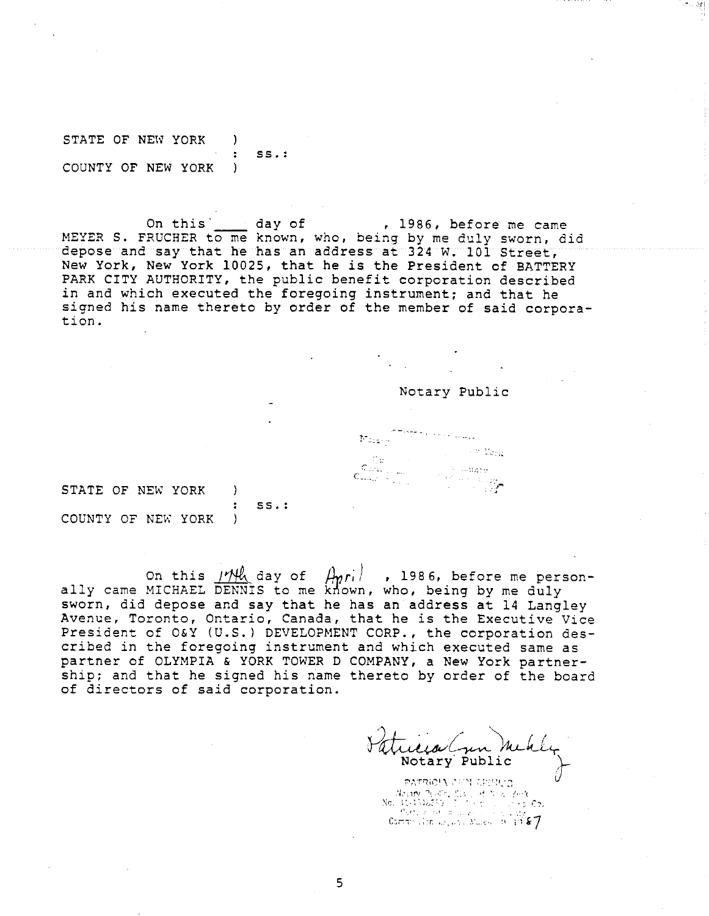STATE OF NEW YORK )
: ss.:
COUNTY OF NEW YORK )

On this ____ day of , 1986, before me came MEYER S. FRUCHER to me known, who, being by me duly sworn, did depose and say that he has an address at 324 W. 101 Street, New York, New York 10025, that he is the President of BATTERY PARK CITY AUTHORITY, the public benefit corporation described in and which executed the foregoing instrument; and that he signed his name thereto by order of the member of said corporation.

Notary Public

STATE OF NEW YORK )
: ss.:
COUNTY OF NEW YORK )

On this 17th day of April , 1986, before me personally came MICHAEL DENNIS to me known, who, being by me duly sworn, did depose and say that he has an address at 14 Langley Avenue, Toronto, Ontario, Canada, that he is the Executive Vice President of O&Y (U.S.) DEVELOPMENT CORP., the corporation described in the foregoing instrument and which executed same as partner of OLYMPIA & YORK TOWER D COMPANY, a New York partnership; and that he signed his name thereto by order of the board of directors of said corporation.

Patricia Ann Mehly
Notary Public

PATRICIA ANN MEHLY
Notary Public, State of New York
Commission Expires March 30, 1987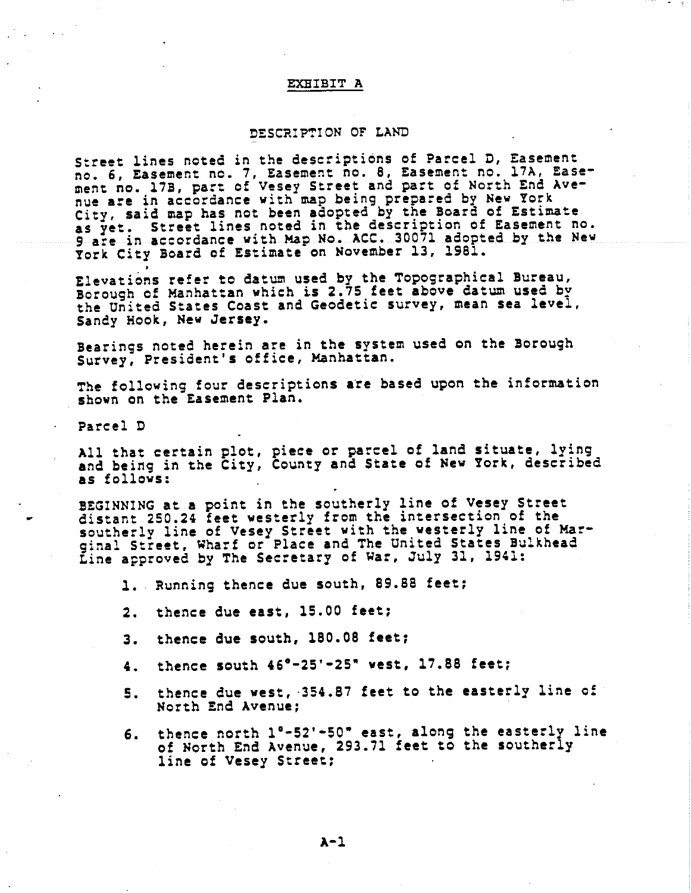# EXHIBIT A

## DESCRIPTION OF LAND

Street lines noted in the descriptions of Parcel D, Easement no. 6, Easement no. 7, Easement no. 8, Easement no. 17A, Easement no. 17B, part of Vesey Street and part of North End Avenue are in accordance with map being prepared by New York City, said map has not been adopted by the Board of Estimate as yet. Street lines noted in the description of Easement no. 9 are in accordance with Map No. ACC. 30071 adopted by the New York City Board of Estimate on November 13, 1981.

Elevations refer to datum used by the Topographical Bureau, Borough of Manhattan which is 2.75 feet above datum used by the United States Coast and Geodetic survey, mean sea level, Sandy Hook, New Jersey.

Bearings noted herein are in the system used on the Borough Survey, President's office, Manhattan.

The following four descriptions are based upon the information shown on the Easement Plan.

Parcel D

All that certain plot, piece or parcel of land situate, lying and being in the City, County and State of New York, described as follows:

BEGINNING at a point in the southerly line of Vesey Street distant 250.24 feet westerly from the intersection of the southerly line of Vesey Street with the westerly line of Marginal Street, Wharf or Place and The United States Bulkhead Line approved by The Secretary of War, July 31, 1941:

1. Running thence due south, 89.88 feet;
2. thence due east, 15.00 feet;
3. thence due south, 180.08 feet;
4. thence south 46°-25'-25" west, 17.88 feet;
5. thence due west, 354.87 feet to the easterly line of North End Avenue;
6. thence north 1°-52'-50" east, along the easterly line of North End Avenue, 293.71 feet to the southerly line of Vesey Street;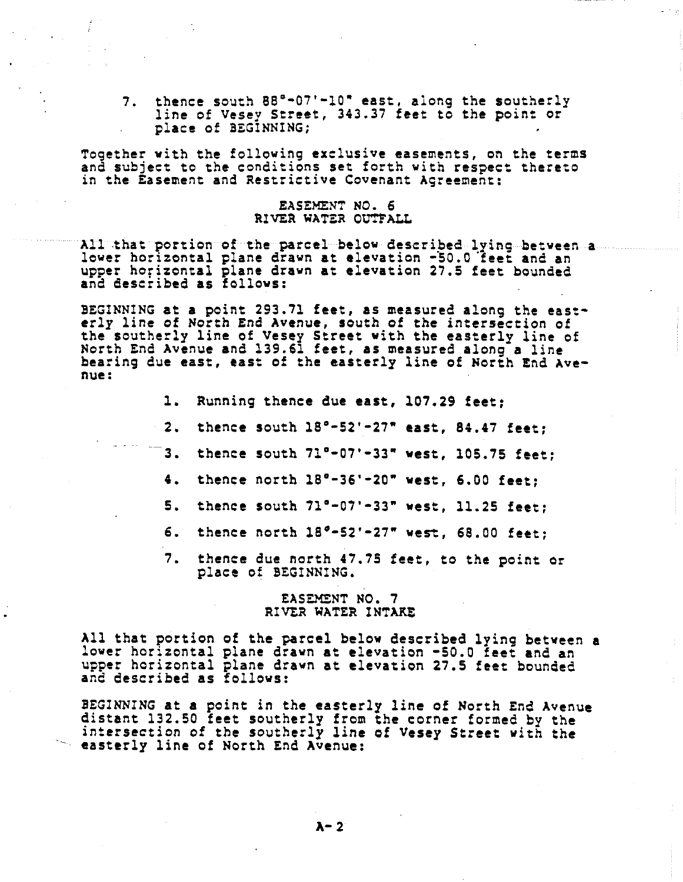7. thence south 88°-07'-10" east, along the southerly line of Vesey Street, 343.37 feet to the point or place of BEGINNING;

Together with the following exclusive easements, on the terms and subject to the conditions set forth with respect thereto in the Easement and Restrictive Covenant Agreement:

EASEMENT NO. 6
RIVER WATER OUTFALL

All that portion of the parcel below described lying between a lower horizontal plane drawn at elevation -50.0 feet and an upper horizontal plane drawn at elevation 27.5 feet bounded and described as follows:

BEGINNING at a point 293.71 feet, as measured along the easterly line of North End Avenue, south of the intersection of the southerly line of Vesey Street with the easterly line of North End Avenue and 139.61 feet, as measured along a line bearing due east, east of the easterly line of North End Avenue:

1. Running thence due east, 107.29 feet;
2. thence south 18°-52'-27" east, 84.47 feet;
3. thence south 71°-07'-33" west, 105.75 feet;
4. thence north 18°-36'-20" west, 6.00 feet;
5. thence south 71°-07'-33" west, 11.25 feet;
6. thence north 18°-52'-27" west, 68.00 feet;
7. thence due north 47.75 feet, to the point or place of BEGINNING.

EASEMENT NO. 7
RIVER WATER INTAKE

All that portion of the parcel below described lying between a lower horizontal plane drawn at elevation -50.0 feet and an upper horizontal plane drawn at elevation 27.5 feet bounded and described as follows:

BEGINNING at a point in the easterly line of North End Avenue distant 132.50 feet southerly from the corner formed by the intersection of the southerly line of Vesey Street with the easterly line of North End Avenue: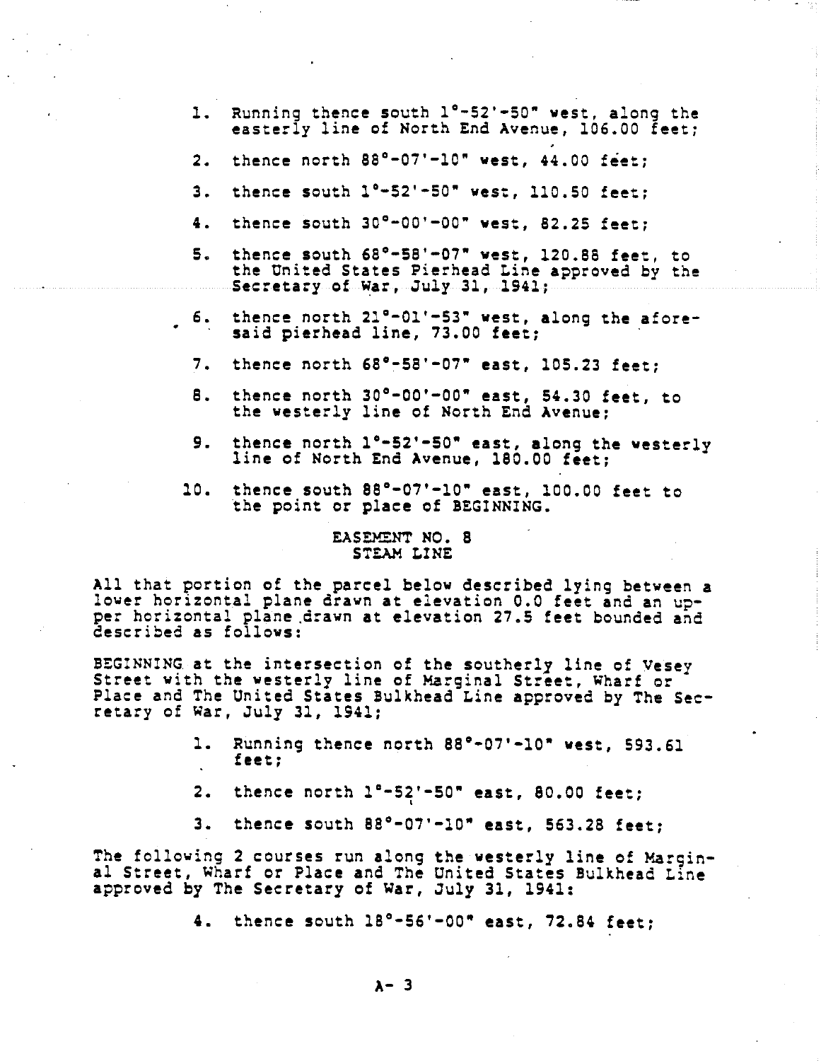1. Running thence south 1°-52'-50" west, along the easterly line of North End Avenue, 106.00 feet;
2. thence north 88°-07'-10" west, 44.00 feet;
3. thence south 1°-52'-50" west, 110.50 feet;
4. thence south 30°-00'-00" west, 82.25 feet;
5. thence south 68°-58'-07" west, 120.88 feet, to the United States Pierhead Line approved by the Secretary of War, July 31, 1941;
6. thence north 21°-01'-53" west, along the aforesaid pierhead line, 73.00 feet;
7. thence north 68°-58'-07" east, 105.23 feet;
8. thence north 30°-00'-00" east, 54.30 feet, to the westerly line of North End Avenue;
9. thence north 1°-52'-50" east, along the westerly line of North End Avenue, 180.00 feet;
10. thence south 88°-07'-10" east, 100.00 feet to the point or place of BEGINNING.

## EASEMENT NO. 8
## STEAM LINE

All that portion of the parcel below described lying between a lower horizontal plane drawn at elevation 0.0 feet and an upper horizontal plane drawn at elevation 27.5 feet bounded and described as follows:

BEGINNING at the intersection of the southerly line of Vesey Street with the westerly line of Marginal Street, Wharf or Place and The United States Bulkhead Line approved by The Secretary of War, July 31, 1941;

1. Running thence north 88°-07'-10" west, 593.61 feet;
2. thence north 1°-52'-50" east, 80.00 feet;
3. thence south 88°-07'-10" east, 563.28 feet;

The following 2 courses run along the westerly line of Marginal Street, Wharf or Place and The United States Bulkhead Line approved by The Secretary of War, July 31, 1941:

4. thence south 18°-56'-00" east, 72.84 feet;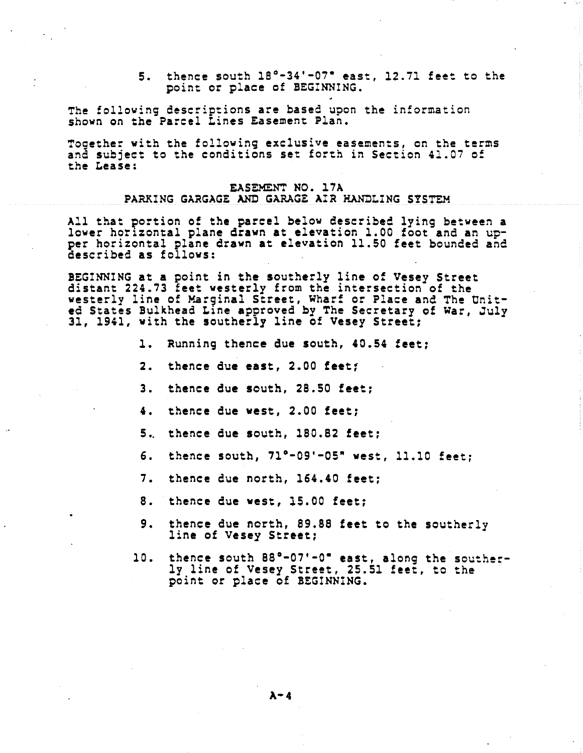5. thence south 18°-34'-07" east, 12.71 feet to the point or place of BEGINNING.

The following descriptions are based upon the information shown on the Parcel Lines Easement Plan.

Together with the following exclusive easements, on the terms and subject to the conditions set forth in Section 41.07 of the Lease:

EASEMENT NO. 17A
PARKING GARGAGE AND GARAGE AIR HANDLING SYSTEM

All that portion of the parcel below described lying between a lower horizontal plane drawn at elevation 1.00 foot and an upper horizontal plane drawn at elevation 11.50 feet bounded and described as follows:

BEGINNING at a point in the southerly line of Vesey Street distant 224.73 feet westerly from the intersection of the westerly line of Marginal Street, Wharf or Place and The United States Bulkhead Line approved by The Secretary of War, July 31, 1941, with the southerly line of Vesey Street;

1. Running thence due south, 40.54 feet;
2. thence due east, 2.00 feet;
3. thence due south, 28.50 feet;
4. thence due west, 2.00 feet;
5. thence due south, 180.82 feet;
6. thence south, 71°-09'-05" west, 11.10 feet;
7. thence due north, 164.40 feet;
8. thence due west, 15.00 feet;
9. thence due north, 89.88 feet to the southerly line of Vesey Street;
10. thence south 88°-07'-0" east, along the southerly line of Vesey Street, 25.51 feet, to the point or place of BEGINNING.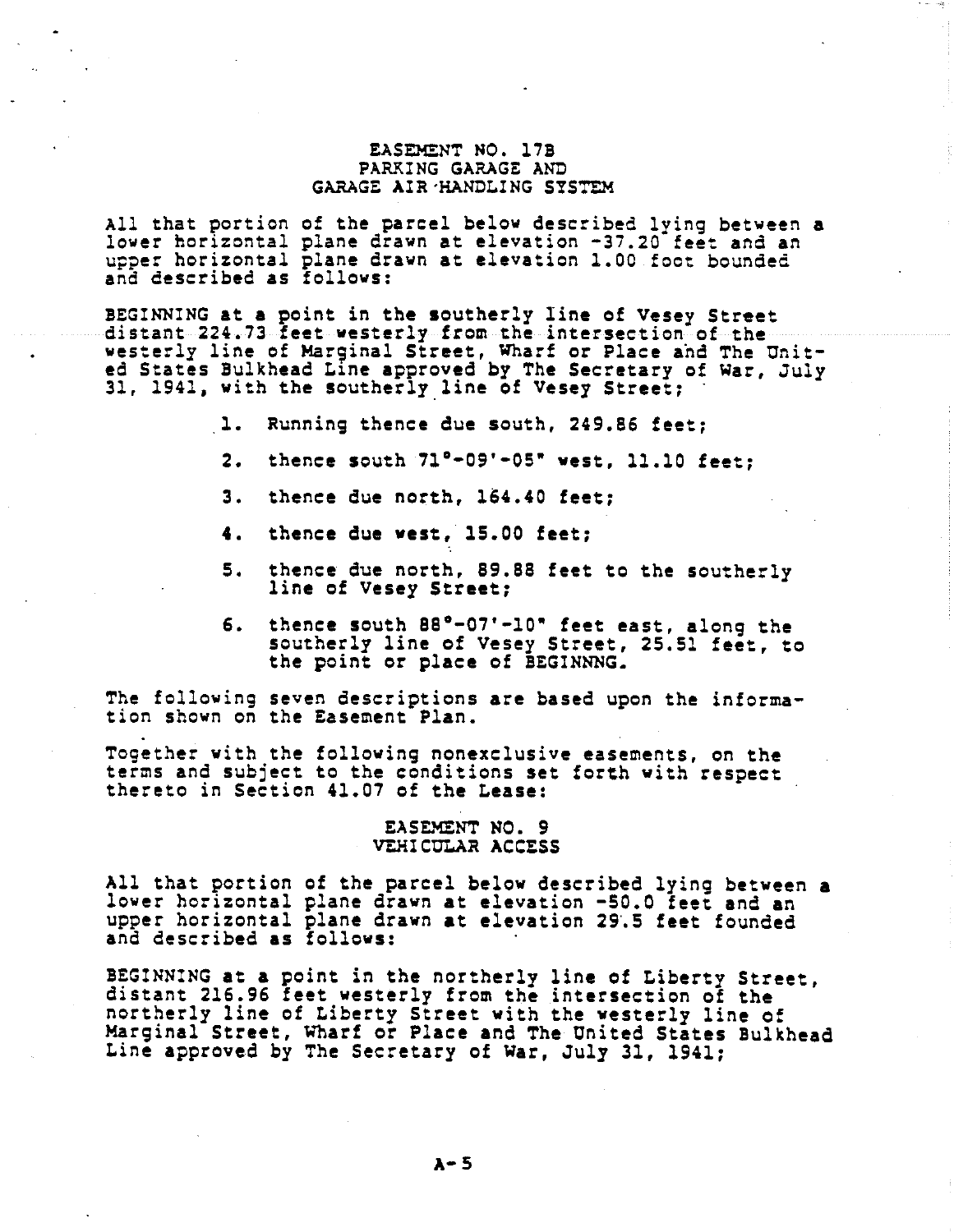EASEMENT NO. 17B
PARKING GARAGE AND
GARAGE AIR HANDLING SYSTEM

All that portion of the parcel below described lying between a lower horizontal plane drawn at elevation -37.20 feet and an upper horizontal plane drawn at elevation 1.00 foot bounded and described as follows:

BEGINNING at a point in the southerly line of Vesey Street distant 224.73 feet westerly from the intersection of the westerly line of Marginal Street, Wharf or Place and The United States Bulkhead Line approved by The Secretary of War, July 31, 1941, with the southerly line of Vesey Street;

1. Running thence due south, 249.86 feet;
2. thence south 71°-09'-05" west, 11.10 feet;
3. thence due north, 164.40 feet;
4. thence due west, 15.00 feet;
5. thence due north, 89.88 feet to the southerly line of Vesey Street;
6. thence south 88°-07'-10" feet east, along the southerly line of Vesey Street, 25.51 feet, to the point or place of BEGINNNG.

The following seven descriptions are based upon the information shown on the Easement Plan.

Together with the following nonexclusive easements, on the terms and subject to the conditions set forth with respect thereto in Section 41.07 of the Lease:

EASEMENT NO. 9
VEHICULAR ACCESS

All that portion of the parcel below described lying between a lower horizontal plane drawn at elevation -50.0 feet and an upper horizontal plane drawn at elevation 29.5 feet founded and described as follows:

BEGINNING at a point in the northerly line of Liberty Street, distant 216.96 feet westerly from the intersection of the northerly line of Liberty Street with the westerly line of Marginal Street, Wharf or Place and The United States Bulkhead Line approved by The Secretary of War, July 31, 1941;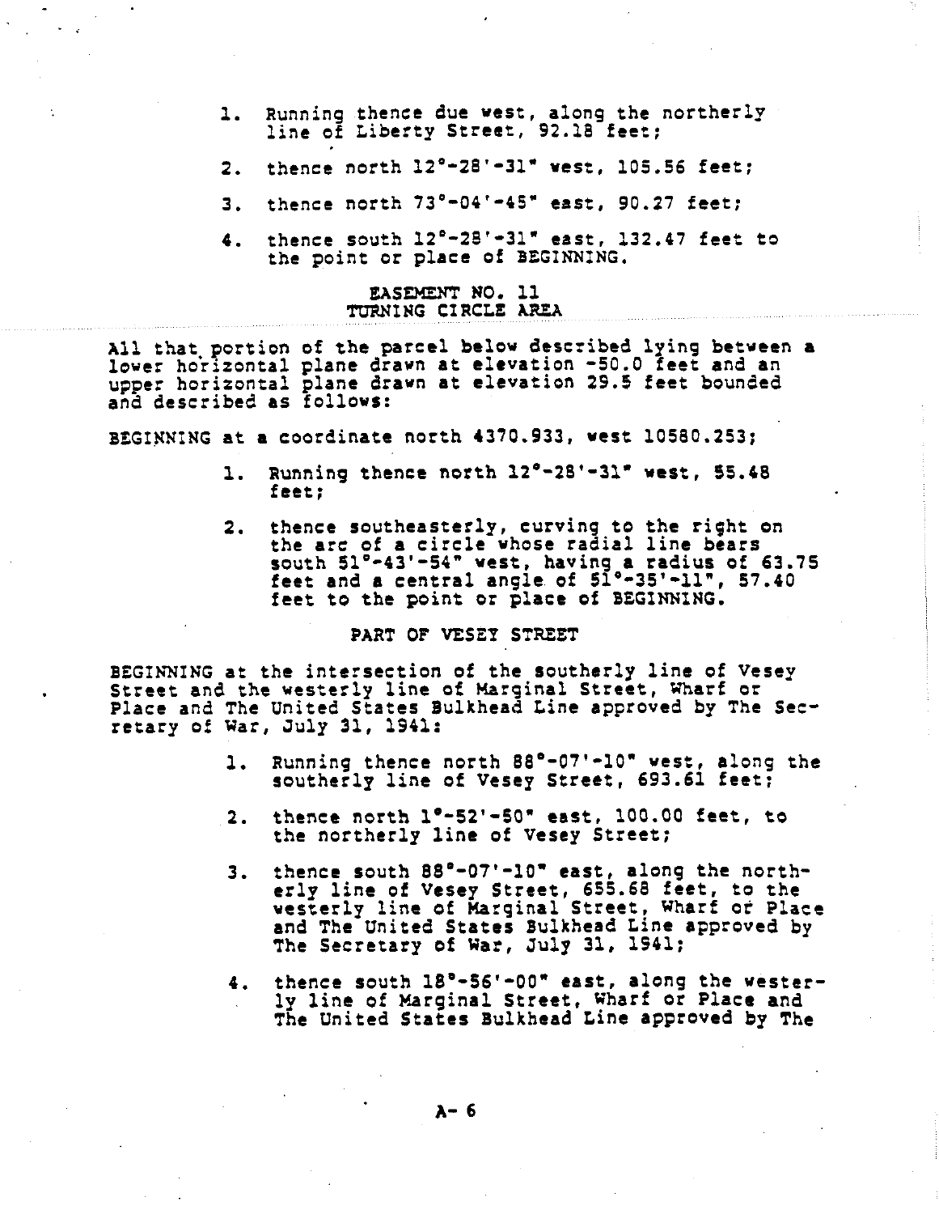1. Running thence due west, along the northerly line of Liberty Street, 92.18 feet;

2. thence north 12°-28'-31" west, 105.56 feet;

3. thence north 73°-04'-45" east, 90.27 feet;

4. thence south 12°-28'-31" east, 132.47 feet to the point or place of BEGINNING.

### EASEMENT NO. 11
### TURNING CIRCLE AREA

All that portion of the parcel below described lying between a lower horizontal plane drawn at elevation -50.0 feet and an upper horizontal plane drawn at elevation 29.5 feet bounded and described as follows:

BEGINNING at a coordinate north 4370.933, west 10580.253;

1. Running thence north 12°-28'-31" west, 55.48 feet;

2. thence southeasterly, curving to the right on the arc of a circle whose radial line bears south 51°-43'-54" west, having a radius of 63.75 feet and a central angle of 51°-35'-11", 57.40 feet to the point or place of BEGINNING.

### PART OF VESEY STREET

BEGINNING at the intersection of the southerly line of Vesey Street and the westerly line of Marginal Street, Wharf or Place and The United States Bulkhead Line approved by The Secretary of War, July 31, 1941:

1. Running thence north 88°-07'-10" west, along the southerly line of Vesey Street, 693.61 feet;

2. thence north 1°-52'-50" east, 100.00 feet, to the northerly line of Vesey Street;

3. thence south 88°-07'-10" east, along the northerly line of Vesey Street, 655.68 feet, to the westerly line of Marginal Street, Wharf or Place and The United States Bulkhead Line approved by The Secretary of War, July 31, 1941;

4. thence south 18°-56'-00" east, along the westerly line of Marginal Street, Wharf or Place and The United States Bulkhead Line approved by The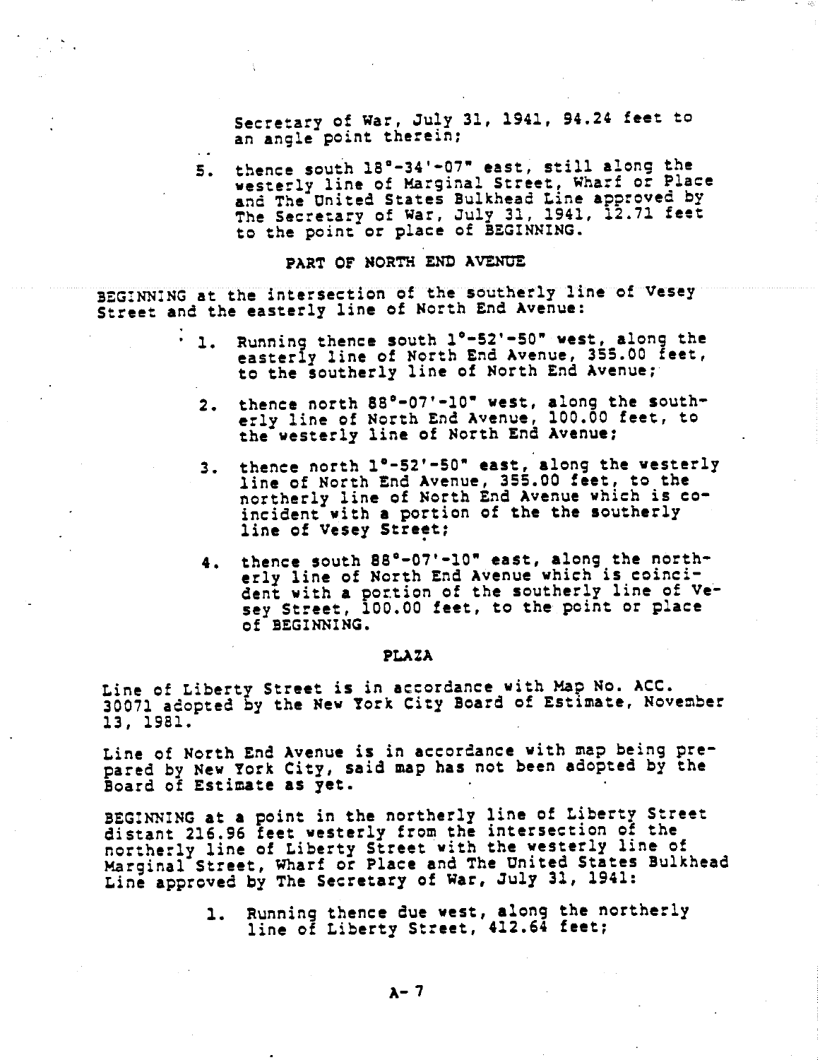Secretary of War, July 31, 1941, 94.24 feet to an angle point therein;

5. thence south 18°-34'-07" east, still along the westerly line of Marginal Street, Wharf or Place and The United States Bulkhead Line approved by The Secretary of War, July 31, 1941, 12.71 feet to the point or place of BEGINNING.

### PART OF NORTH END AVENUE

BEGINNING at the intersection of the southerly line of Vesey Street and the easterly line of North End Avenue:

1. Running thence south 1°-52'-50" west, along the easterly line of North End Avenue, 355.00 feet, to the southerly line of North End Avenue;

2. thence north 88°-07'-10" west, along the southerly line of North End Avenue, 100.00 feet, to the westerly line of North End Avenue;

3. thence north 1°-52'-50" east, along the westerly line of North End Avenue, 355.00 feet, to the northerly line of North End Avenue which is coincident with a portion of the the southerly line of Vesey Street;

4. thence south 88°-07'-10" east, along the northerly line of North End Avenue which is coincident with a portion of the southerly line of Vesey Street, 100.00 feet, to the point or place of BEGINNING.

### PLAZA

Line of Liberty Street is in accordance with Map No. ACC. 30071 adopted by the New York City Board of Estimate, November 13, 1981.

Line of North End Avenue is in accordance with map being prepared by New York City, said map has not been adopted by the Board of Estimate as yet.

BEGINNING at a point in the northerly line of Liberty Street distant 216.96 feet westerly from the intersection of the northerly line of Liberty Street with the westerly line of Marginal Street, Wharf or Place and The United States Bulkhead Line approved by The Secretary of War, July 31, 1941:

1. Running thence due west, along the northerly line of Liberty Street, 412.64 feet;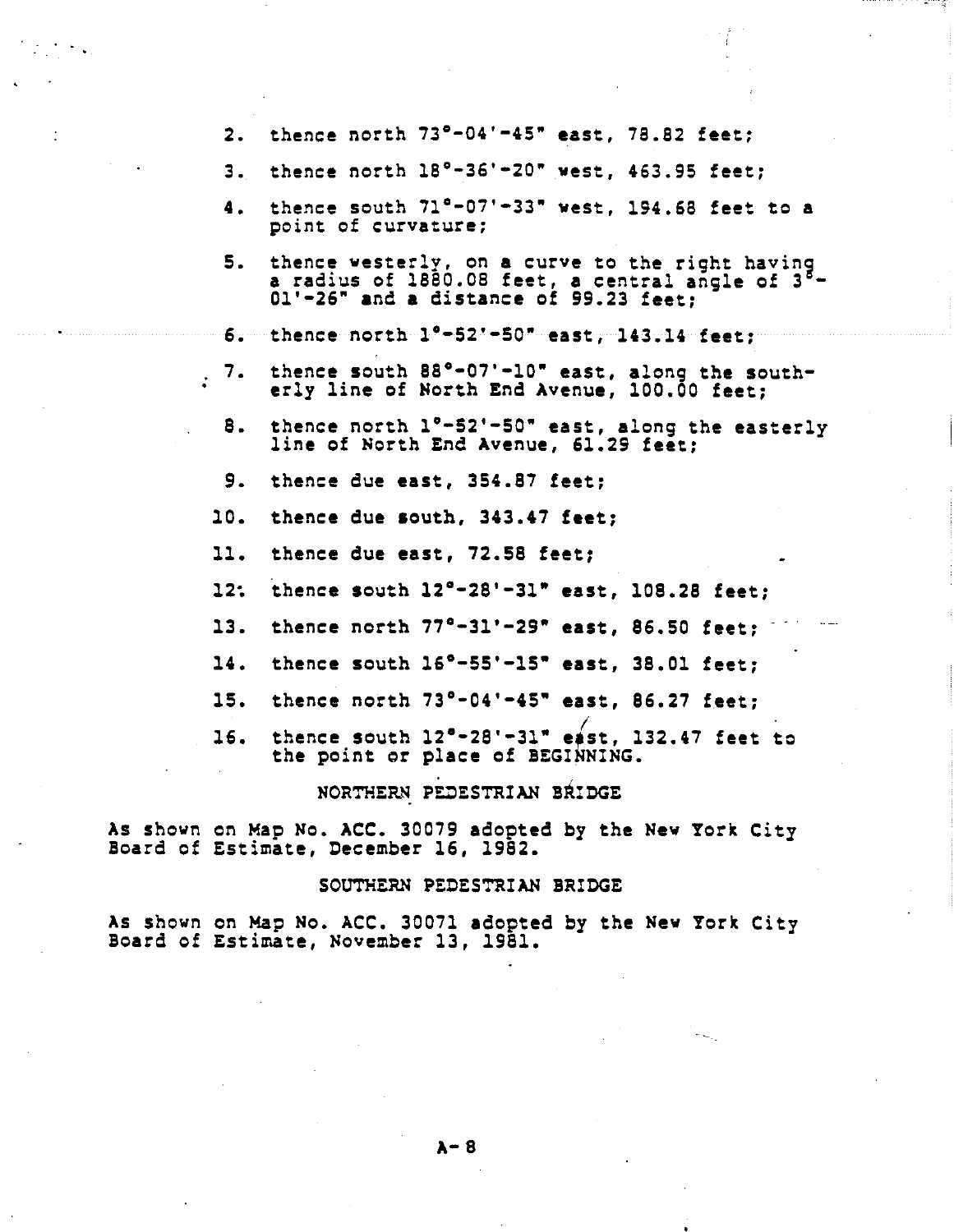2. thence north 73°-04'-45" east, 78.82 feet;
3. thence north 18°-36'-20" west, 463.95 feet;
4. thence south 71°-07'-33" west, 194.68 feet to a point of curvature;
5. thence westerly, on a curve to the right having a radius of 1880.08 feet, a central angle of 3°-01'-26" and a distance of 99.23 feet;
6. thence north 1°-52'-50" east, 143.14 feet;
7. thence south 88°-07'-10" east, along the southerly line of North End Avenue, 100.00 feet;
8. thence north 1°-52'-50" east, along the easterly line of North End Avenue, 61.29 feet;
9. thence due east, 354.87 feet;
10. thence due south, 343.47 feet;
11. thence due east, 72.58 feet;
12. thence south 12°-28'-31" east, 108.28 feet;
13. thence north 77°-31'-29" east, 86.50 feet;
14. thence south 16°-55'-15" east, 38.01 feet;
15. thence north 73°-04'-45" east, 86.27 feet;
16. thence south 12°-28'-31" east, 132.47 feet to the point or place of BEGINNING.

NORTHERN PEDESTRIAN BRIDGE

As shown on Map No. ACC. 30079 adopted by the New York City Board of Estimate, December 16, 1982.

SOUTHERN PEDESTRIAN BRIDGE

As shown on Map No. ACC. 30071 adopted by the New York City Board of Estimate, November 13, 1981.